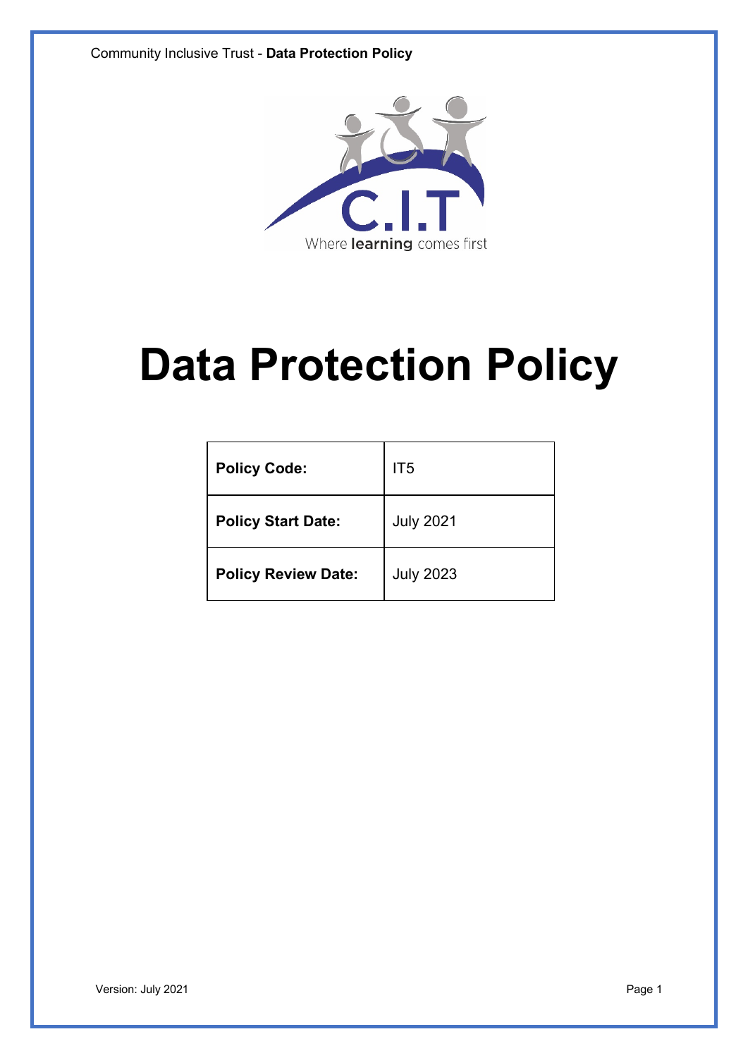# Data Protection Policy

| Policy Code: | IT5 |
|---|---|
| Policy Start Date: | July 2021 |
| Policy Review Date: | July 2023 |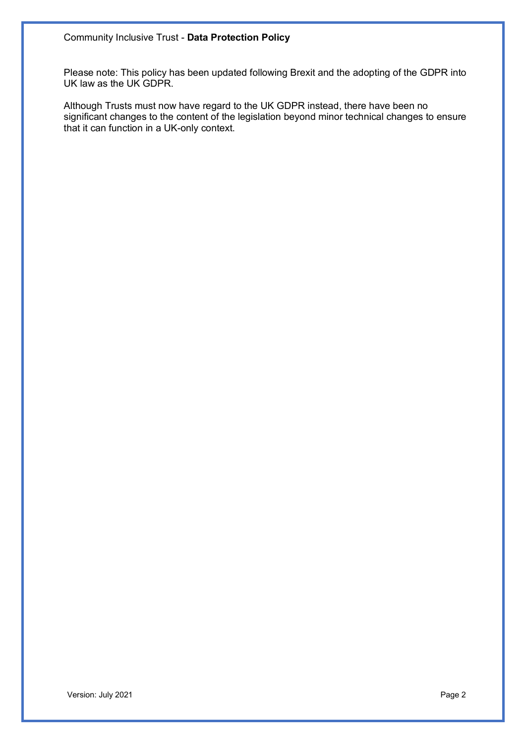Please note: This policy has been updated following Brexit and the adopting of the GDPR into UK law as the UK GDPR.

Although Trusts must now have regard to the UK GDPR instead, there have been no significant changes to the content of the legislation beyond minor technical changes to ensure that it can function in a UK-only context.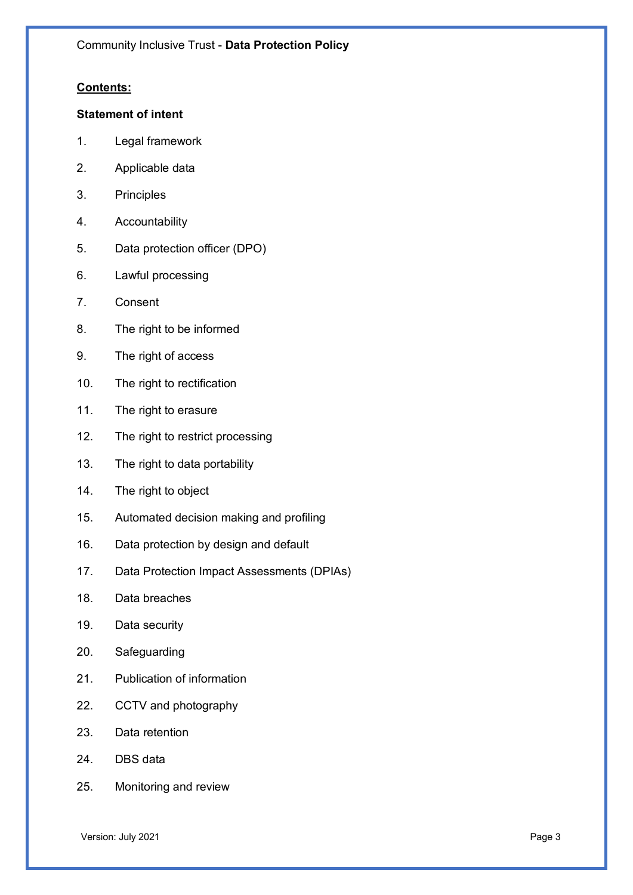**<u>Contents:</u>**

**Statement of intent**

1. Legal framework
2. Applicable data
3. Principles
4. Accountability
5. Data protection officer (DPO)
6. Lawful processing
7. Consent
8. The right to be informed
9. The right of access
10. The right to rectification
11. The right to erasure
12. The right to restrict processing
13. The right to data portability
14. The right to object
15. Automated decision making and profiling
16. Data protection by design and default
17. Data Protection Impact Assessments (DPIAs)
18. Data breaches
19. Data security
20. Safeguarding
21. Publication of information
22. CCTV and photography
23. Data retention
24. DBS data
25. Monitoring and review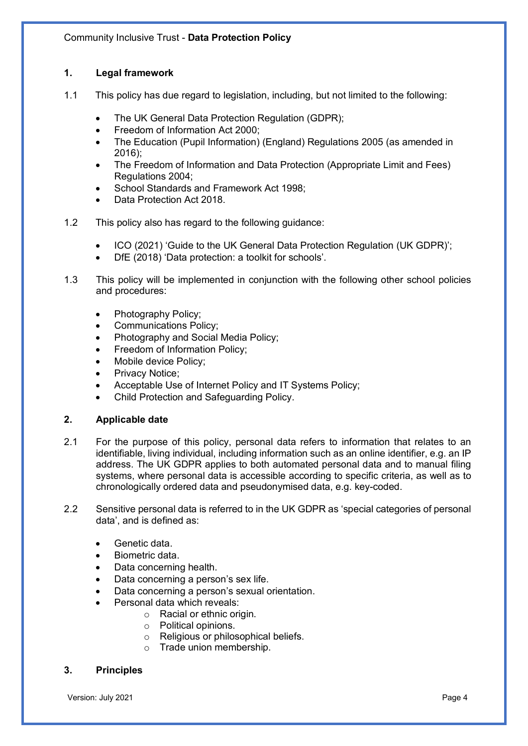## 1. Legal framework

1.1 This policy has due regard to legislation, including, but not limited to the following:

- The UK General Data Protection Regulation (GDPR);
- Freedom of Information Act 2000;
- The Education (Pupil Information) (England) Regulations 2005 (as amended in 2016);
- The Freedom of Information and Data Protection (Appropriate Limit and Fees) Regulations 2004;
- School Standards and Framework Act 1998;
- Data Protection Act 2018.

1.2 This policy also has regard to the following guidance:

- ICO (2021) 'Guide to the UK General Data Protection Regulation (UK GDPR)';
- DfE (2018) 'Data protection: a toolkit for schools'.

1.3 This policy will be implemented in conjunction with the following other school policies and procedures:

- Photography Policy;
- Communications Policy;
- Photography and Social Media Policy;
- Freedom of Information Policy;
- Mobile device Policy;
- Privacy Notice;
- Acceptable Use of Internet Policy and IT Systems Policy;
- Child Protection and Safeguarding Policy.

## 2. Applicable date

2.1 For the purpose of this policy, personal data refers to information that relates to an identifiable, living individual, including information such as an online identifier, e.g. an IP address. The UK GDPR applies to both automated personal data and to manual filing systems, where personal data is accessible according to specific criteria, as well as to chronologically ordered data and pseudonymised data, e.g. key-coded.

2.2 Sensitive personal data is referred to in the UK GDPR as 'special categories of personal data', and is defined as:

- Genetic data.
- Biometric data.
- Data concerning health.
- Data concerning a person's sex life.
- Data concerning a person's sexual orientation.
- Personal data which reveals:
  - Racial or ethnic origin.
  - Political opinions.
  - Religious or philosophical beliefs.
  - Trade union membership.

## 3. Principles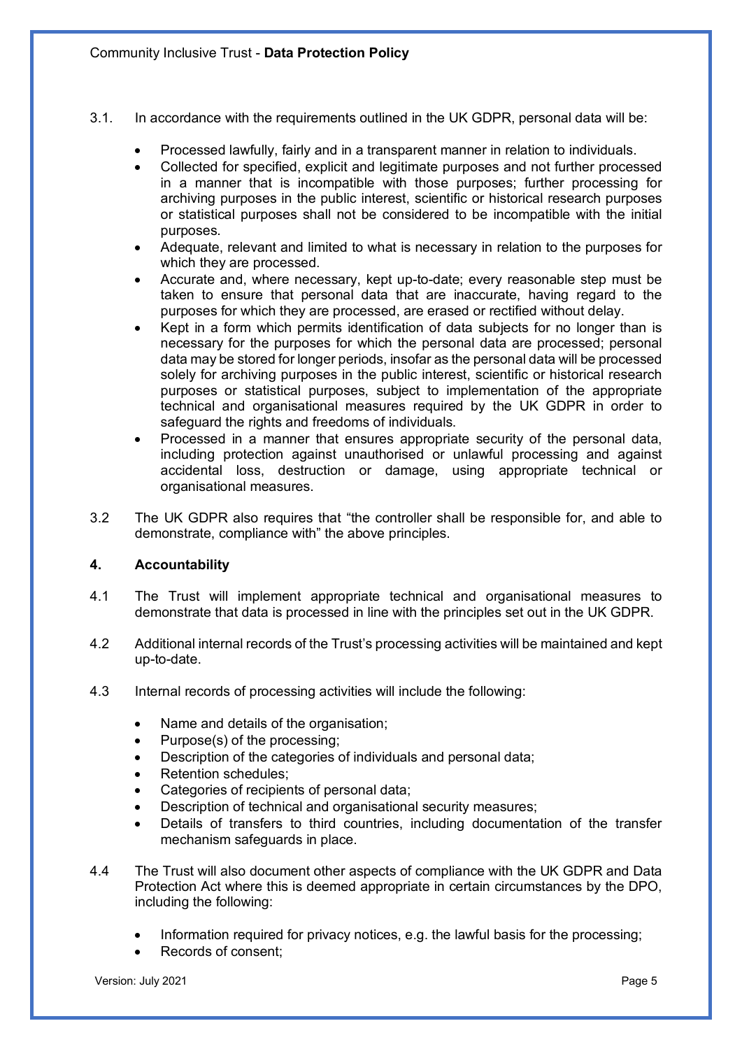3.1. In accordance with the requirements outlined in the UK GDPR, personal data will be:

- Processed lawfully, fairly and in a transparent manner in relation to individuals.
- Collected for specified, explicit and legitimate purposes and not further processed in a manner that is incompatible with those purposes; further processing for archiving purposes in the public interest, scientific or historical research purposes or statistical purposes shall not be considered to be incompatible with the initial purposes.
- Adequate, relevant and limited to what is necessary in relation to the purposes for which they are processed.
- Accurate and, where necessary, kept up-to-date; every reasonable step must be taken to ensure that personal data that are inaccurate, having regard to the purposes for which they are processed, are erased or rectified without delay.
- Kept in a form which permits identification of data subjects for no longer than is necessary for the purposes for which the personal data are processed; personal data may be stored for longer periods, insofar as the personal data will be processed solely for archiving purposes in the public interest, scientific or historical research purposes or statistical purposes, subject to implementation of the appropriate technical and organisational measures required by the UK GDPR in order to safeguard the rights and freedoms of individuals.
- Processed in a manner that ensures appropriate security of the personal data, including protection against unauthorised or unlawful processing and against accidental loss, destruction or damage, using appropriate technical or organisational measures.

3.2 The UK GDPR also requires that "the controller shall be responsible for, and able to demonstrate, compliance with" the above principles.

## 4. Accountability

4.1 The Trust will implement appropriate technical and organisational measures to demonstrate that data is processed in line with the principles set out in the UK GDPR.

4.2 Additional internal records of the Trust's processing activities will be maintained and kept up-to-date.

4.3 Internal records of processing activities will include the following:

- Name and details of the organisation;
- Purpose(s) of the processing;
- Description of the categories of individuals and personal data;
- Retention schedules;
- Categories of recipients of personal data;
- Description of technical and organisational security measures;
- Details of transfers to third countries, including documentation of the transfer mechanism safeguards in place.

4.4 The Trust will also document other aspects of compliance with the UK GDPR and Data Protection Act where this is deemed appropriate in certain circumstances by the DPO, including the following:

- Information required for privacy notices, e.g. the lawful basis for the processing;
- Records of consent;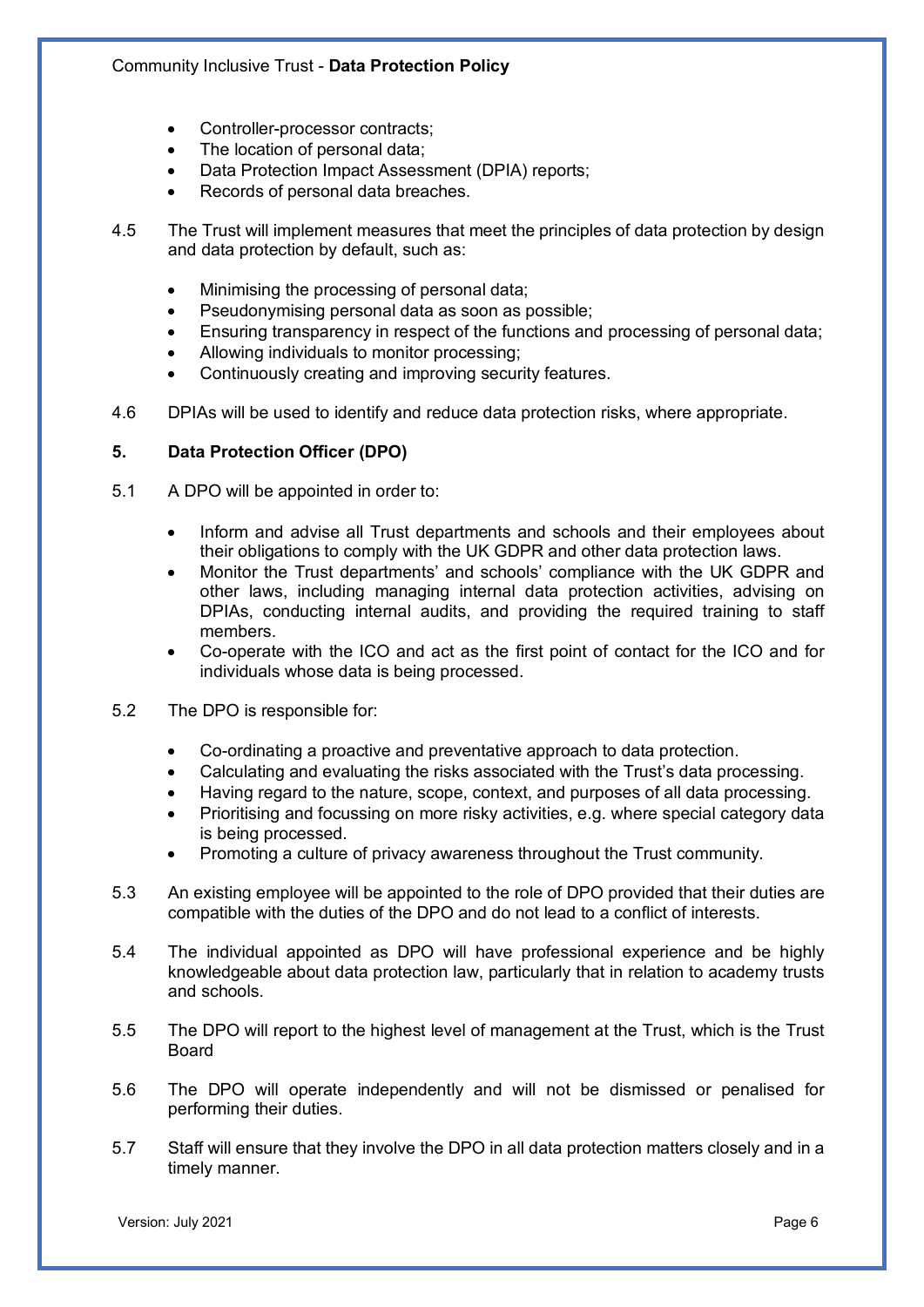- Controller-processor contracts;
- The location of personal data;
- Data Protection Impact Assessment (DPIA) reports;
- Records of personal data breaches.

4.5 The Trust will implement measures that meet the principles of data protection by design and data protection by default, such as:

- Minimising the processing of personal data;
- Pseudonymising personal data as soon as possible;
- Ensuring transparency in respect of the functions and processing of personal data;
- Allowing individuals to monitor processing;
- Continuously creating and improving security features.

4.6 DPIAs will be used to identify and reduce data protection risks, where appropriate.

## 5. Data Protection Officer (DPO)

5.1 A DPO will be appointed in order to:

- Inform and advise all Trust departments and schools and their employees about their obligations to comply with the UK GDPR and other data protection laws.
- Monitor the Trust departments' and schools' compliance with the UK GDPR and other laws, including managing internal data protection activities, advising on DPIAs, conducting internal audits, and providing the required training to staff members.
- Co-operate with the ICO and act as the first point of contact for the ICO and for individuals whose data is being processed.

5.2 The DPO is responsible for:

- Co-ordinating a proactive and preventative approach to data protection.
- Calculating and evaluating the risks associated with the Trust's data processing.
- Having regard to the nature, scope, context, and purposes of all data processing.
- Prioritising and focussing on more risky activities, e.g. where special category data is being processed.
- Promoting a culture of privacy awareness throughout the Trust community.

5.3 An existing employee will be appointed to the role of DPO provided that their duties are compatible with the duties of the DPO and do not lead to a conflict of interests.

5.4 The individual appointed as DPO will have professional experience and be highly knowledgeable about data protection law, particularly that in relation to academy trusts and schools.

5.5 The DPO will report to the highest level of management at the Trust, which is the Trust Board

5.6 The DPO will operate independently and will not be dismissed or penalised for performing their duties.

5.7 Staff will ensure that they involve the DPO in all data protection matters closely and in a timely manner.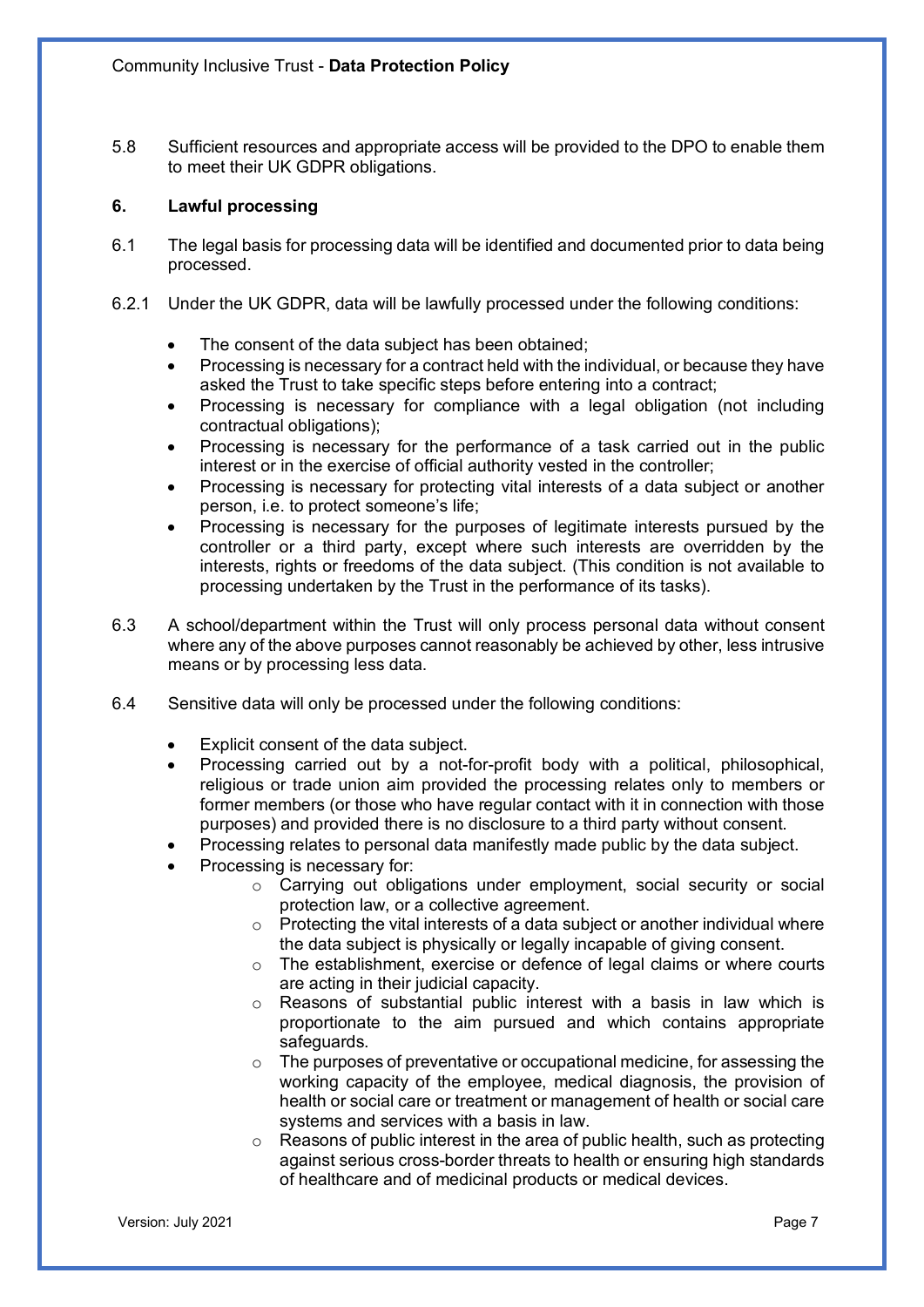5.8 Sufficient resources and appropriate access will be provided to the DPO to enable them to meet their UK GDPR obligations.

## 6. Lawful processing

6.1 The legal basis for processing data will be identified and documented prior to data being processed.

6.2.1 Under the UK GDPR, data will be lawfully processed under the following conditions:

- The consent of the data subject has been obtained;
- Processing is necessary for a contract held with the individual, or because they have asked the Trust to take specific steps before entering into a contract;
- Processing is necessary for compliance with a legal obligation (not including contractual obligations);
- Processing is necessary for the performance of a task carried out in the public interest or in the exercise of official authority vested in the controller;
- Processing is necessary for protecting vital interests of a data subject or another person, i.e. to protect someone's life;
- Processing is necessary for the purposes of legitimate interests pursued by the controller or a third party, except where such interests are overridden by the interests, rights or freedoms of the data subject. (This condition is not available to processing undertaken by the Trust in the performance of its tasks).

6.3 A school/department within the Trust will only process personal data without consent where any of the above purposes cannot reasonably be achieved by other, less intrusive means or by processing less data.

6.4 Sensitive data will only be processed under the following conditions:

- Explicit consent of the data subject.
- Processing carried out by a not-for-profit body with a political, philosophical, religious or trade union aim provided the processing relates only to members or former members (or those who have regular contact with it in connection with those purposes) and provided there is no disclosure to a third party without consent.
- Processing relates to personal data manifestly made public by the data subject.
- Processing is necessary for:
    - Carrying out obligations under employment, social security or social protection law, or a collective agreement.
    - Protecting the vital interests of a data subject or another individual where the data subject is physically or legally incapable of giving consent.
    - The establishment, exercise or defence of legal claims or where courts are acting in their judicial capacity.
    - Reasons of substantial public interest with a basis in law which is proportionate to the aim pursued and which contains appropriate safeguards.
    - The purposes of preventative or occupational medicine, for assessing the working capacity of the employee, medical diagnosis, the provision of health or social care or treatment or management of health or social care systems and services with a basis in law.
    - Reasons of public interest in the area of public health, such as protecting against serious cross-border threats to health or ensuring high standards of healthcare and of medicinal products or medical devices.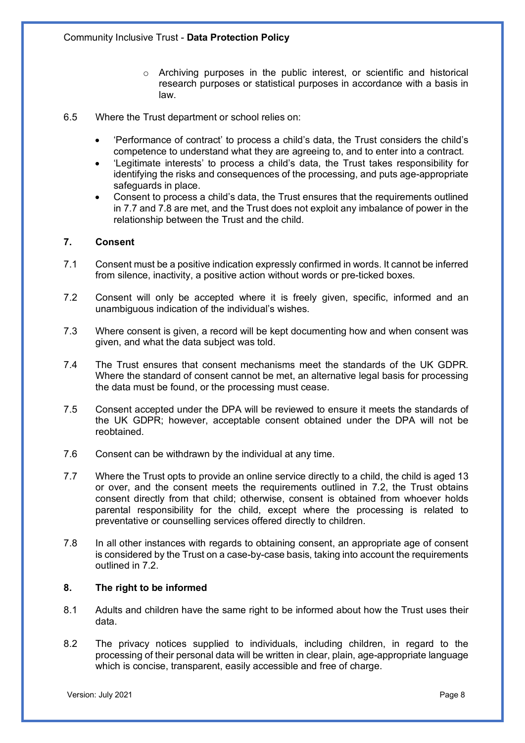- Archiving purposes in the public interest, or scientific and historical research purposes or statistical purposes in accordance with a basis in law.

6.5 Where the Trust department or school relies on:

- 'Performance of contract' to process a child's data, the Trust considers the child's competence to understand what they are agreeing to, and to enter into a contract.
- 'Legitimate interests' to process a child's data, the Trust takes responsibility for identifying the risks and consequences of the processing, and puts age-appropriate safeguards in place.
- Consent to process a child's data, the Trust ensures that the requirements outlined in 7.7 and 7.8 are met, and the Trust does not exploit any imbalance of power in the relationship between the Trust and the child.

## 7. Consent

7.1 Consent must be a positive indication expressly confirmed in words. It cannot be inferred from silence, inactivity, a positive action without words or pre-ticked boxes.

7.2 Consent will only be accepted where it is freely given, specific, informed and an unambiguous indication of the individual's wishes.

7.3 Where consent is given, a record will be kept documenting how and when consent was given, and what the data subject was told.

7.4 The Trust ensures that consent mechanisms meet the standards of the UK GDPR. Where the standard of consent cannot be met, an alternative legal basis for processing the data must be found, or the processing must cease.

7.5 Consent accepted under the DPA will be reviewed to ensure it meets the standards of the UK GDPR; however, acceptable consent obtained under the DPA will not be reobtained.

7.6 Consent can be withdrawn by the individual at any time.

7.7 Where the Trust opts to provide an online service directly to a child, the child is aged 13 or over, and the consent meets the requirements outlined in 7.2, the Trust obtains consent directly from that child; otherwise, consent is obtained from whoever holds parental responsibility for the child, except where the processing is related to preventative or counselling services offered directly to children.

7.8 In all other instances with regards to obtaining consent, an appropriate age of consent is considered by the Trust on a case-by-case basis, taking into account the requirements outlined in 7.2.

## 8. The right to be informed

8.1 Adults and children have the same right to be informed about how the Trust uses their data.

8.2 The privacy notices supplied to individuals, including children, in regard to the processing of their personal data will be written in clear, plain, age-appropriate language which is concise, transparent, easily accessible and free of charge.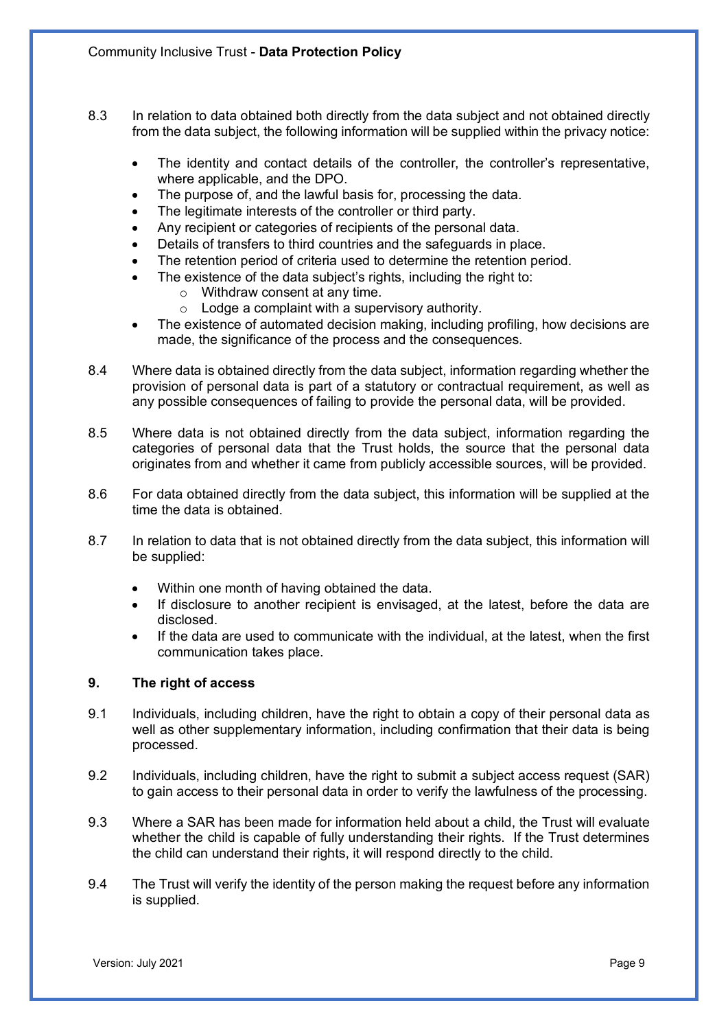8.3 In relation to data obtained both directly from the data subject and not obtained directly from the data subject, the following information will be supplied within the privacy notice:

- The identity and contact details of the controller, the controller's representative, where applicable, and the DPO.
- The purpose of, and the lawful basis for, processing the data.
- The legitimate interests of the controller or third party.
- Any recipient or categories of recipients of the personal data.
- Details of transfers to third countries and the safeguards in place.
- The retention period of criteria used to determine the retention period.
- The existence of the data subject's rights, including the right to:
    - Withdraw consent at any time.
    - Lodge a complaint with a supervisory authority.
- The existence of automated decision making, including profiling, how decisions are made, the significance of the process and the consequences.

8.4 Where data is obtained directly from the data subject, information regarding whether the provision of personal data is part of a statutory or contractual requirement, as well as any possible consequences of failing to provide the personal data, will be provided.

8.5 Where data is not obtained directly from the data subject, information regarding the categories of personal data that the Trust holds, the source that the personal data originates from and whether it came from publicly accessible sources, will be provided.

8.6 For data obtained directly from the data subject, this information will be supplied at the time the data is obtained.

8.7 In relation to data that is not obtained directly from the data subject, this information will be supplied:

- Within one month of having obtained the data.
- If disclosure to another recipient is envisaged, at the latest, before the data are disclosed.
- If the data are used to communicate with the individual, at the latest, when the first communication takes place.

## 9. The right of access

9.1 Individuals, including children, have the right to obtain a copy of their personal data as well as other supplementary information, including confirmation that their data is being processed.

9.2 Individuals, including children, have the right to submit a subject access request (SAR) to gain access to their personal data in order to verify the lawfulness of the processing.

9.3 Where a SAR has been made for information held about a child, the Trust will evaluate whether the child is capable of fully understanding their rights. If the Trust determines the child can understand their rights, it will respond directly to the child.

9.4 The Trust will verify the identity of the person making the request before any information is supplied.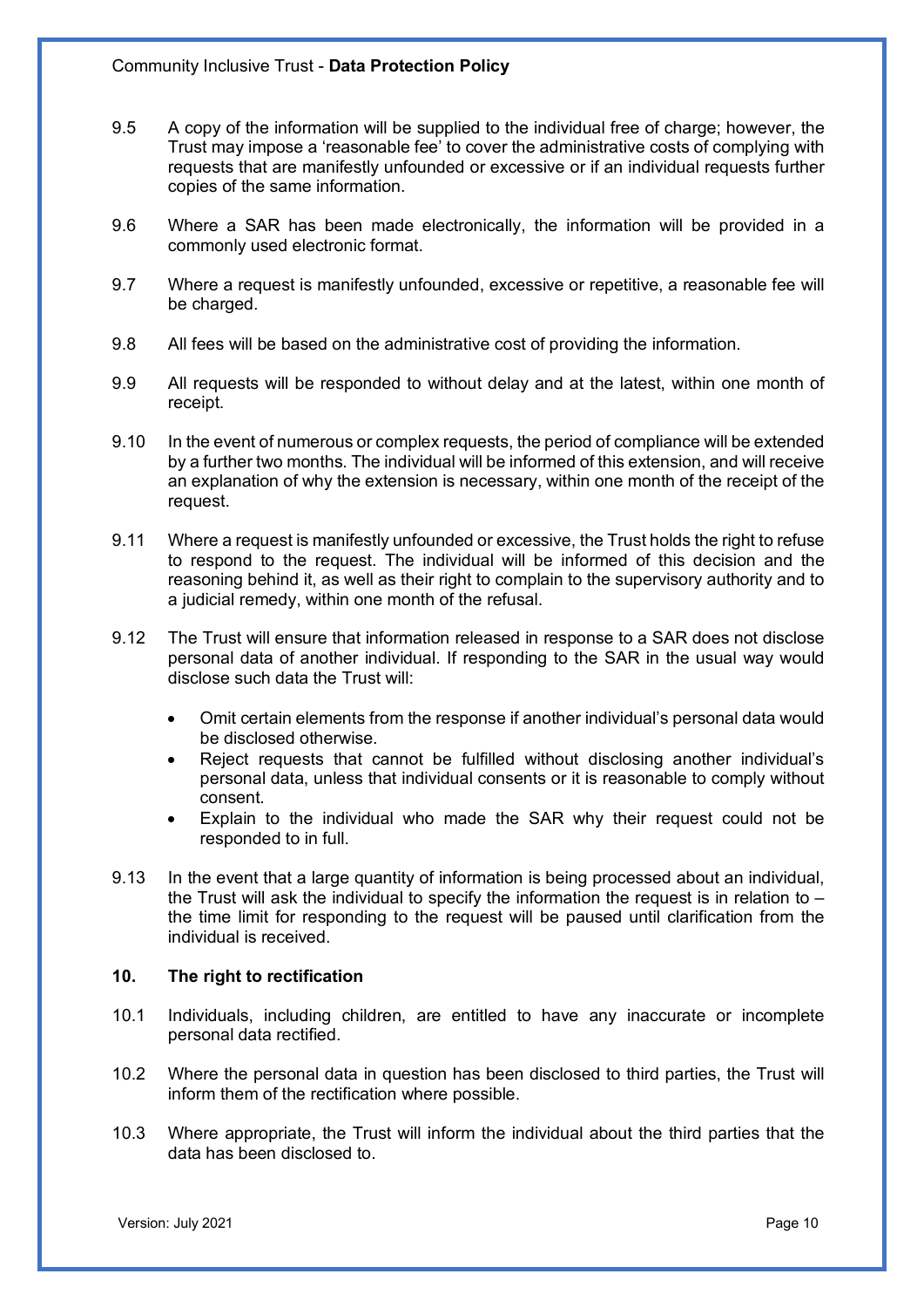9.5 A copy of the information will be supplied to the individual free of charge; however, the Trust may impose a 'reasonable fee' to cover the administrative costs of complying with requests that are manifestly unfounded or excessive or if an individual requests further copies of the same information.

9.6 Where a SAR has been made electronically, the information will be provided in a commonly used electronic format.

9.7 Where a request is manifestly unfounded, excessive or repetitive, a reasonable fee will be charged.

9.8 All fees will be based on the administrative cost of providing the information.

9.9 All requests will be responded to without delay and at the latest, within one month of receipt.

9.10 In the event of numerous or complex requests, the period of compliance will be extended by a further two months. The individual will be informed of this extension, and will receive an explanation of why the extension is necessary, within one month of the receipt of the request.

9.11 Where a request is manifestly unfounded or excessive, the Trust holds the right to refuse to respond to the request. The individual will be informed of this decision and the reasoning behind it, as well as their right to complain to the supervisory authority and to a judicial remedy, within one month of the refusal.

9.12 The Trust will ensure that information released in response to a SAR does not disclose personal data of another individual. If responding to the SAR in the usual way would disclose such data the Trust will:

- Omit certain elements from the response if another individual's personal data would be disclosed otherwise.
- Reject requests that cannot be fulfilled without disclosing another individual's personal data, unless that individual consents or it is reasonable to comply without consent.
- Explain to the individual who made the SAR why their request could not be responded to in full.

9.13 In the event that a large quantity of information is being processed about an individual, the Trust will ask the individual to specify the information the request is in relation to – the time limit for responding to the request will be paused until clarification from the individual is received.

## 10. The right to rectification

10.1 Individuals, including children, are entitled to have any inaccurate or incomplete personal data rectified.

10.2 Where the personal data in question has been disclosed to third parties, the Trust will inform them of the rectification where possible.

10.3 Where appropriate, the Trust will inform the individual about the third parties that the data has been disclosed to.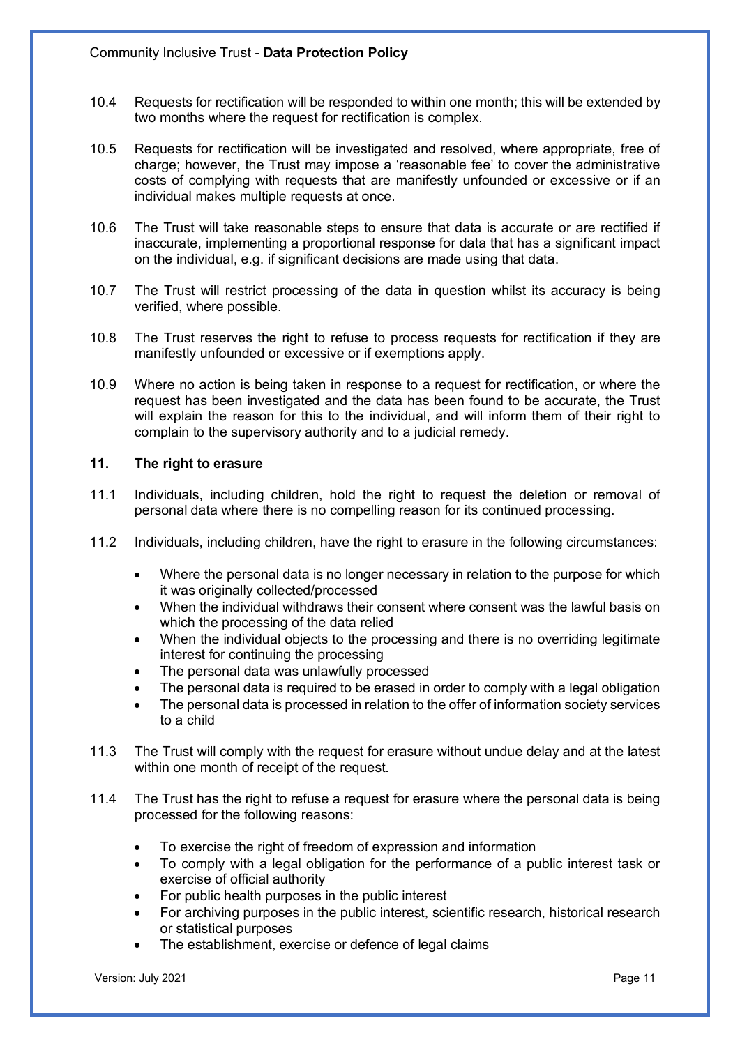10.4 Requests for rectification will be responded to within one month; this will be extended by two months where the request for rectification is complex.

10.5 Requests for rectification will be investigated and resolved, where appropriate, free of charge; however, the Trust may impose a 'reasonable fee' to cover the administrative costs of complying with requests that are manifestly unfounded or excessive or if an individual makes multiple requests at once.

10.6 The Trust will take reasonable steps to ensure that data is accurate or are rectified if inaccurate, implementing a proportional response for data that has a significant impact on the individual, e.g. if significant decisions are made using that data.

10.7 The Trust will restrict processing of the data in question whilst its accuracy is being verified, where possible.

10.8 The Trust reserves the right to refuse to process requests for rectification if they are manifestly unfounded or excessive or if exemptions apply.

10.9 Where no action is being taken in response to a request for rectification, or where the request has been investigated and the data has been found to be accurate, the Trust will explain the reason for this to the individual, and will inform them of their right to complain to the supervisory authority and to a judicial remedy.

## 11. The right to erasure

11.1 Individuals, including children, hold the right to request the deletion or removal of personal data where there is no compelling reason for its continued processing.

11.2 Individuals, including children, have the right to erasure in the following circumstances:

- Where the personal data is no longer necessary in relation to the purpose for which it was originally collected/processed
- When the individual withdraws their consent where consent was the lawful basis on which the processing of the data relied
- When the individual objects to the processing and there is no overriding legitimate interest for continuing the processing
- The personal data was unlawfully processed
- The personal data is required to be erased in order to comply with a legal obligation
- The personal data is processed in relation to the offer of information society services to a child

11.3 The Trust will comply with the request for erasure without undue delay and at the latest within one month of receipt of the request.

11.4 The Trust has the right to refuse a request for erasure where the personal data is being processed for the following reasons:

- To exercise the right of freedom of expression and information
- To comply with a legal obligation for the performance of a public interest task or exercise of official authority
- For public health purposes in the public interest
- For archiving purposes in the public interest, scientific research, historical research or statistical purposes
- The establishment, exercise or defence of legal claims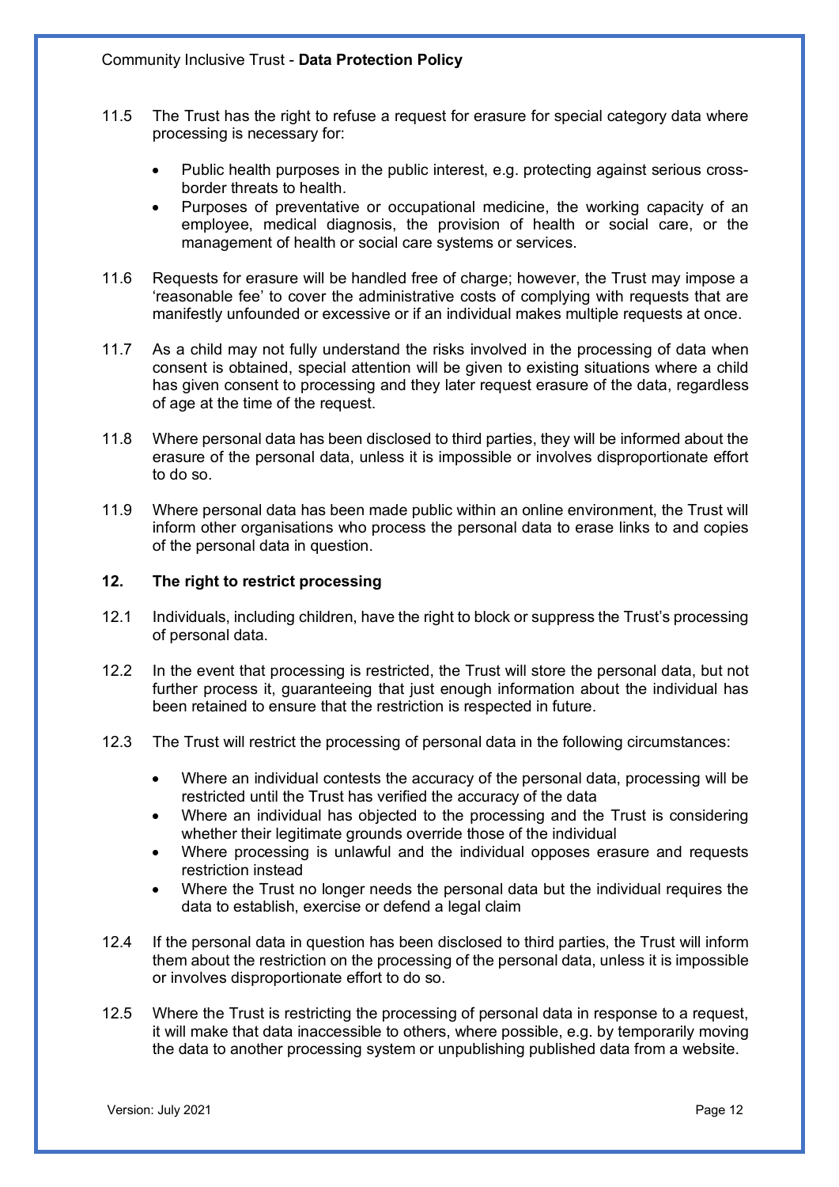11.5 The Trust has the right to refuse a request for erasure for special category data where processing is necessary for:

- Public health purposes in the public interest, e.g. protecting against serious cross-border threats to health.
- Purposes of preventative or occupational medicine, the working capacity of an employee, medical diagnosis, the provision of health or social care, or the management of health or social care systems or services.

11.6 Requests for erasure will be handled free of charge; however, the Trust may impose a 'reasonable fee' to cover the administrative costs of complying with requests that are manifestly unfounded or excessive or if an individual makes multiple requests at once.

11.7 As a child may not fully understand the risks involved in the processing of data when consent is obtained, special attention will be given to existing situations where a child has given consent to processing and they later request erasure of the data, regardless of age at the time of the request.

11.8 Where personal data has been disclosed to third parties, they will be informed about the erasure of the personal data, unless it is impossible or involves disproportionate effort to do so.

11.9 Where personal data has been made public within an online environment, the Trust will inform other organisations who process the personal data to erase links to and copies of the personal data in question.

## 12. The right to restrict processing

12.1 Individuals, including children, have the right to block or suppress the Trust's processing of personal data.

12.2 In the event that processing is restricted, the Trust will store the personal data, but not further process it, guaranteeing that just enough information about the individual has been retained to ensure that the restriction is respected in future.

12.3 The Trust will restrict the processing of personal data in the following circumstances:

- Where an individual contests the accuracy of the personal data, processing will be restricted until the Trust has verified the accuracy of the data
- Where an individual has objected to the processing and the Trust is considering whether their legitimate grounds override those of the individual
- Where processing is unlawful and the individual opposes erasure and requests restriction instead
- Where the Trust no longer needs the personal data but the individual requires the data to establish, exercise or defend a legal claim

12.4 If the personal data in question has been disclosed to third parties, the Trust will inform them about the restriction on the processing of the personal data, unless it is impossible or involves disproportionate effort to do so.

12.5 Where the Trust is restricting the processing of personal data in response to a request, it will make that data inaccessible to others, where possible, e.g. by temporarily moving the data to another processing system or unpublishing published data from a website.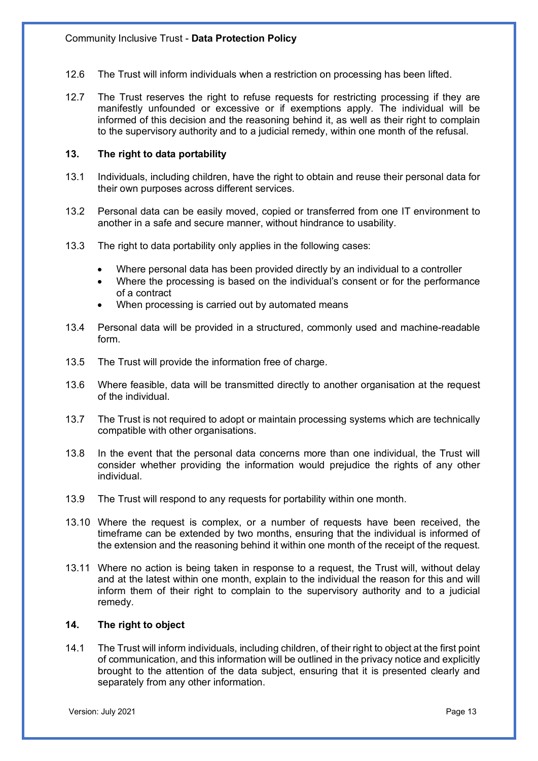12.6 The Trust will inform individuals when a restriction on processing has been lifted.

12.7 The Trust reserves the right to refuse requests for restricting processing if they are manifestly unfounded or excessive or if exemptions apply. The individual will be informed of this decision and the reasoning behind it, as well as their right to complain to the supervisory authority and to a judicial remedy, within one month of the refusal.

## 13. The right to data portability

13.1 Individuals, including children, have the right to obtain and reuse their personal data for their own purposes across different services.

13.2 Personal data can be easily moved, copied or transferred from one IT environment to another in a safe and secure manner, without hindrance to usability.

13.3 The right to data portability only applies in the following cases:

- Where personal data has been provided directly by an individual to a controller
- Where the processing is based on the individual's consent or for the performance of a contract
- When processing is carried out by automated means

13.4 Personal data will be provided in a structured, commonly used and machine-readable form.

13.5 The Trust will provide the information free of charge.

13.6 Where feasible, data will be transmitted directly to another organisation at the request of the individual.

13.7 The Trust is not required to adopt or maintain processing systems which are technically compatible with other organisations.

13.8 In the event that the personal data concerns more than one individual, the Trust will consider whether providing the information would prejudice the rights of any other individual.

13.9 The Trust will respond to any requests for portability within one month.

13.10 Where the request is complex, or a number of requests have been received, the timeframe can be extended by two months, ensuring that the individual is informed of the extension and the reasoning behind it within one month of the receipt of the request.

13.11 Where no action is being taken in response to a request, the Trust will, without delay and at the latest within one month, explain to the individual the reason for this and will inform them of their right to complain to the supervisory authority and to a judicial remedy.

## 14. The right to object

14.1 The Trust will inform individuals, including children, of their right to object at the first point of communication, and this information will be outlined in the privacy notice and explicitly brought to the attention of the data subject, ensuring that it is presented clearly and separately from any other information.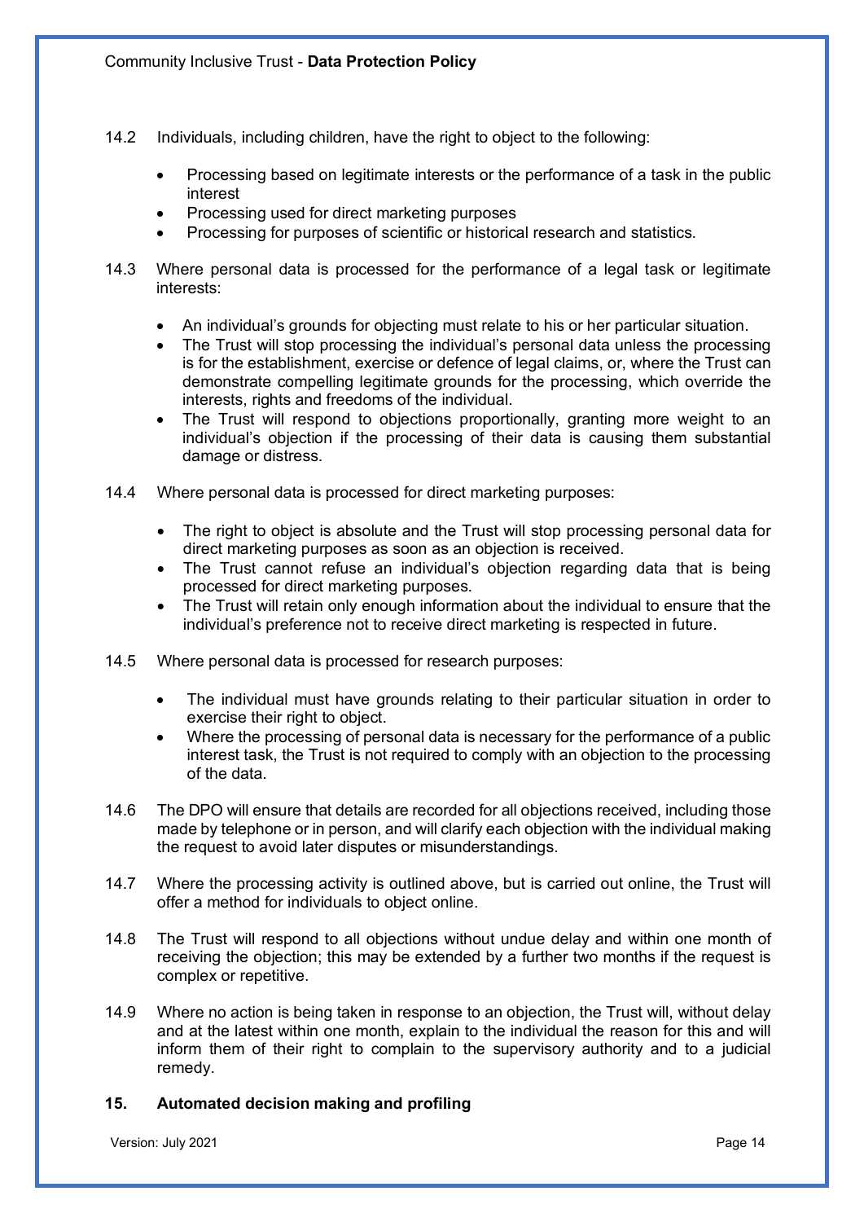14.2 Individuals, including children, have the right to object to the following:

- Processing based on legitimate interests or the performance of a task in the public interest
- Processing used for direct marketing purposes
- Processing for purposes of scientific or historical research and statistics.

14.3 Where personal data is processed for the performance of a legal task or legitimate interests:

- An individual's grounds for objecting must relate to his or her particular situation.
- The Trust will stop processing the individual's personal data unless the processing is for the establishment, exercise or defence of legal claims, or, where the Trust can demonstrate compelling legitimate grounds for the processing, which override the interests, rights and freedoms of the individual.
- The Trust will respond to objections proportionally, granting more weight to an individual's objection if the processing of their data is causing them substantial damage or distress.

14.4 Where personal data is processed for direct marketing purposes:

- The right to object is absolute and the Trust will stop processing personal data for direct marketing purposes as soon as an objection is received.
- The Trust cannot refuse an individual's objection regarding data that is being processed for direct marketing purposes.
- The Trust will retain only enough information about the individual to ensure that the individual's preference not to receive direct marketing is respected in future.

14.5 Where personal data is processed for research purposes:

- The individual must have grounds relating to their particular situation in order to exercise their right to object.
- Where the processing of personal data is necessary for the performance of a public interest task, the Trust is not required to comply with an objection to the processing of the data.

14.6 The DPO will ensure that details are recorded for all objections received, including those made by telephone or in person, and will clarify each objection with the individual making the request to avoid later disputes or misunderstandings.

14.7 Where the processing activity is outlined above, but is carried out online, the Trust will offer a method for individuals to object online.

14.8 The Trust will respond to all objections without undue delay and within one month of receiving the objection; this may be extended by a further two months if the request is complex or repetitive.

14.9 Where no action is being taken in response to an objection, the Trust will, without delay and at the latest within one month, explain to the individual the reason for this and will inform them of their right to complain to the supervisory authority and to a judicial remedy.

## 15. Automated decision making and profiling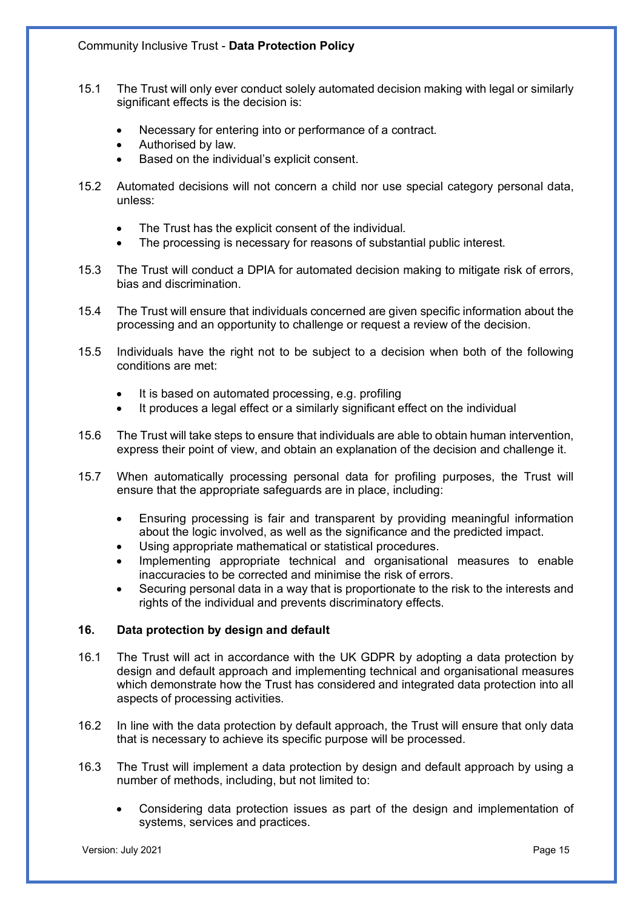15.1 The Trust will only ever conduct solely automated decision making with legal or similarly significant effects is the decision is:

- Necessary for entering into or performance of a contract.
- Authorised by law.
- Based on the individual's explicit consent.

15.2 Automated decisions will not concern a child nor use special category personal data, unless:

- The Trust has the explicit consent of the individual.
- The processing is necessary for reasons of substantial public interest.

15.3 The Trust will conduct a DPIA for automated decision making to mitigate risk of errors, bias and discrimination.

15.4 The Trust will ensure that individuals concerned are given specific information about the processing and an opportunity to challenge or request a review of the decision.

15.5 Individuals have the right not to be subject to a decision when both of the following conditions are met:

- It is based on automated processing, e.g. profiling
- It produces a legal effect or a similarly significant effect on the individual

15.6 The Trust will take steps to ensure that individuals are able to obtain human intervention, express their point of view, and obtain an explanation of the decision and challenge it.

15.7 When automatically processing personal data for profiling purposes, the Trust will ensure that the appropriate safeguards are in place, including:

- Ensuring processing is fair and transparent by providing meaningful information about the logic involved, as well as the significance and the predicted impact.
- Using appropriate mathematical or statistical procedures.
- Implementing appropriate technical and organisational measures to enable inaccuracies to be corrected and minimise the risk of errors.
- Securing personal data in a way that is proportionate to the risk to the interests and rights of the individual and prevents discriminatory effects.

## 16. Data protection by design and default

16.1 The Trust will act in accordance with the UK GDPR by adopting a data protection by design and default approach and implementing technical and organisational measures which demonstrate how the Trust has considered and integrated data protection into all aspects of processing activities.

16.2 In line with the data protection by default approach, the Trust will ensure that only data that is necessary to achieve its specific purpose will be processed.

16.3 The Trust will implement a data protection by design and default approach by using a number of methods, including, but not limited to:

- Considering data protection issues as part of the design and implementation of systems, services and practices.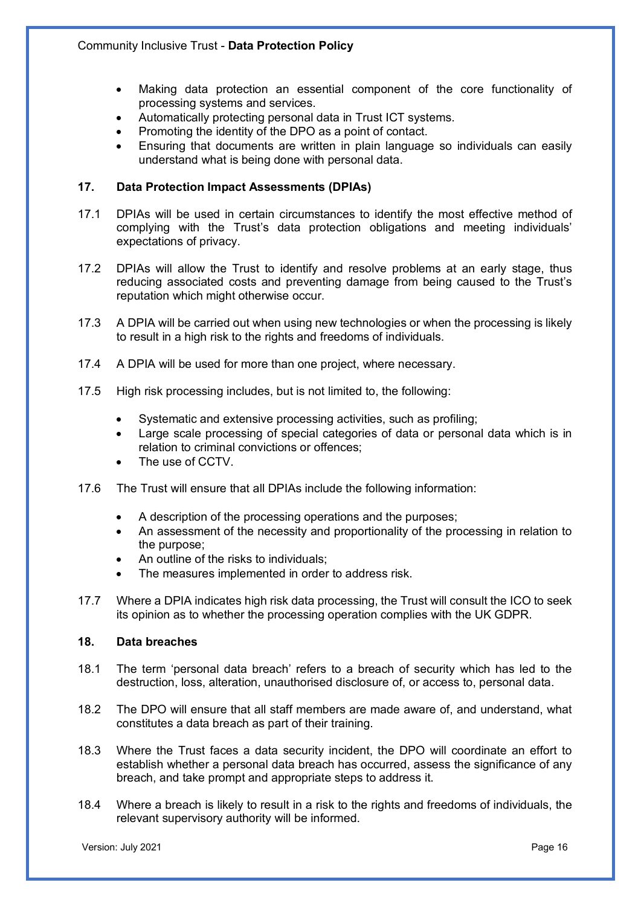- Making data protection an essential component of the core functionality of processing systems and services.
- Automatically protecting personal data in Trust ICT systems.
- Promoting the identity of the DPO as a point of contact.
- Ensuring that documents are written in plain language so individuals can easily understand what is being done with personal data.

## 17. Data Protection Impact Assessments (DPIAs)

17.1 DPIAs will be used in certain circumstances to identify the most effective method of complying with the Trust's data protection obligations and meeting individuals' expectations of privacy.

17.2 DPIAs will allow the Trust to identify and resolve problems at an early stage, thus reducing associated costs and preventing damage from being caused to the Trust's reputation which might otherwise occur.

17.3 A DPIA will be carried out when using new technologies or when the processing is likely to result in a high risk to the rights and freedoms of individuals.

17.4 A DPIA will be used for more than one project, where necessary.

17.5 High risk processing includes, but is not limited to, the following:

- Systematic and extensive processing activities, such as profiling;
- Large scale processing of special categories of data or personal data which is in relation to criminal convictions or offences;
- The use of CCTV.

17.6 The Trust will ensure that all DPIAs include the following information:

- A description of the processing operations and the purposes;
- An assessment of the necessity and proportionality of the processing in relation to the purpose;
- An outline of the risks to individuals;
- The measures implemented in order to address risk.

17.7 Where a DPIA indicates high risk data processing, the Trust will consult the ICO to seek its opinion as to whether the processing operation complies with the UK GDPR.

## 18. Data breaches

18.1 The term 'personal data breach' refers to a breach of security which has led to the destruction, loss, alteration, unauthorised disclosure of, or access to, personal data.

18.2 The DPO will ensure that all staff members are made aware of, and understand, what constitutes a data breach as part of their training.

18.3 Where the Trust faces a data security incident, the DPO will coordinate an effort to establish whether a personal data breach has occurred, assess the significance of any breach, and take prompt and appropriate steps to address it.

18.4 Where a breach is likely to result in a risk to the rights and freedoms of individuals, the relevant supervisory authority will be informed.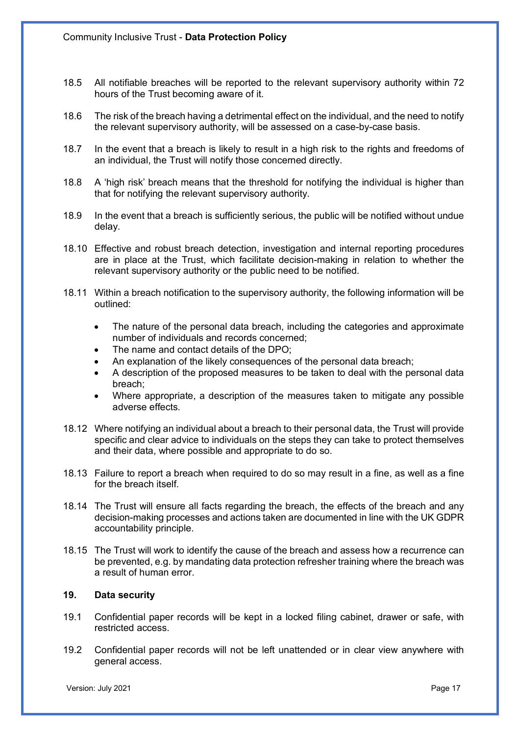18.5 All notifiable breaches will be reported to the relevant supervisory authority within 72 hours of the Trust becoming aware of it.

18.6 The risk of the breach having a detrimental effect on the individual, and the need to notify the relevant supervisory authority, will be assessed on a case-by-case basis.

18.7 In the event that a breach is likely to result in a high risk to the rights and freedoms of an individual, the Trust will notify those concerned directly.

18.8 A 'high risk' breach means that the threshold for notifying the individual is higher than that for notifying the relevant supervisory authority.

18.9 In the event that a breach is sufficiently serious, the public will be notified without undue delay.

18.10 Effective and robust breach detection, investigation and internal reporting procedures are in place at the Trust, which facilitate decision-making in relation to whether the relevant supervisory authority or the public need to be notified.

18.11 Within a breach notification to the supervisory authority, the following information will be outlined:

- The nature of the personal data breach, including the categories and approximate number of individuals and records concerned;
- The name and contact details of the DPO;
- An explanation of the likely consequences of the personal data breach;
- A description of the proposed measures to be taken to deal with the personal data breach;
- Where appropriate, a description of the measures taken to mitigate any possible adverse effects.

18.12 Where notifying an individual about a breach to their personal data, the Trust will provide specific and clear advice to individuals on the steps they can take to protect themselves and their data, where possible and appropriate to do so.

18.13 Failure to report a breach when required to do so may result in a fine, as well as a fine for the breach itself.

18.14 The Trust will ensure all facts regarding the breach, the effects of the breach and any decision-making processes and actions taken are documented in line with the UK GDPR accountability principle.

18.15 The Trust will work to identify the cause of the breach and assess how a recurrence can be prevented, e.g. by mandating data protection refresher training where the breach was a result of human error.

## 19. Data security

19.1 Confidential paper records will be kept in a locked filing cabinet, drawer or safe, with restricted access.

19.2 Confidential paper records will not be left unattended or in clear view anywhere with general access.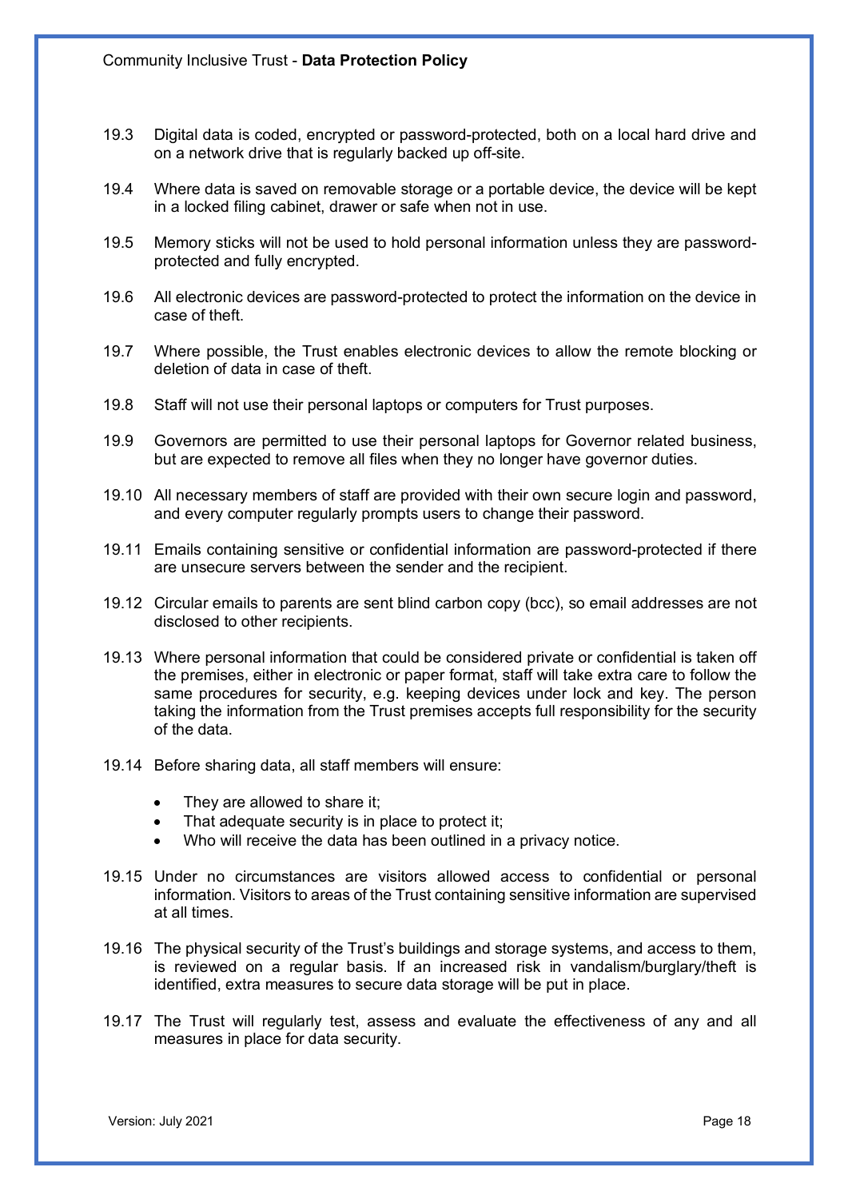19.3 Digital data is coded, encrypted or password-protected, both on a local hard drive and on a network drive that is regularly backed up off-site.

19.4 Where data is saved on removable storage or a portable device, the device will be kept in a locked filing cabinet, drawer or safe when not in use.

19.5 Memory sticks will not be used to hold personal information unless they are password-protected and fully encrypted.

19.6 All electronic devices are password-protected to protect the information on the device in case of theft.

19.7 Where possible, the Trust enables electronic devices to allow the remote blocking or deletion of data in case of theft.

19.8 Staff will not use their personal laptops or computers for Trust purposes.

19.9 Governors are permitted to use their personal laptops for Governor related business, but are expected to remove all files when they no longer have governor duties.

19.10 All necessary members of staff are provided with their own secure login and password, and every computer regularly prompts users to change their password.

19.11 Emails containing sensitive or confidential information are password-protected if there are unsecure servers between the sender and the recipient.

19.12 Circular emails to parents are sent blind carbon copy (bcc), so email addresses are not disclosed to other recipients.

19.13 Where personal information that could be considered private or confidential is taken off the premises, either in electronic or paper format, staff will take extra care to follow the same procedures for security, e.g. keeping devices under lock and key. The person taking the information from the Trust premises accepts full responsibility for the security of the data.

19.14 Before sharing data, all staff members will ensure:

- They are allowed to share it;
- That adequate security is in place to protect it;
- Who will receive the data has been outlined in a privacy notice.

19.15 Under no circumstances are visitors allowed access to confidential or personal information. Visitors to areas of the Trust containing sensitive information are supervised at all times.

19.16 The physical security of the Trust's buildings and storage systems, and access to them, is reviewed on a regular basis. If an increased risk in vandalism/burglary/theft is identified, extra measures to secure data storage will be put in place.

19.17 The Trust will regularly test, assess and evaluate the effectiveness of any and all measures in place for data security.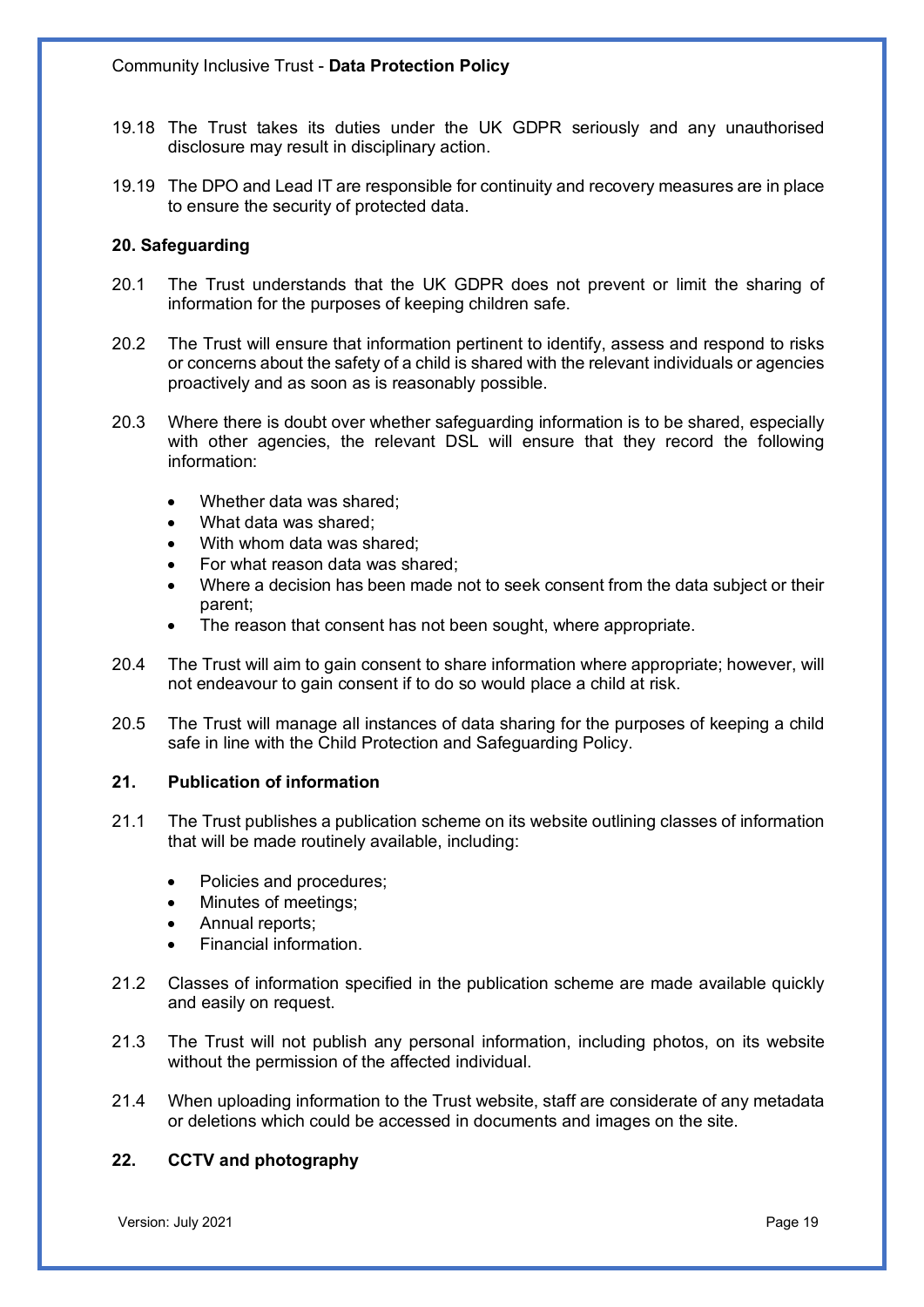19.18 The Trust takes its duties under the UK GDPR seriously and any unauthorised disclosure may result in disciplinary action.

19.19 The DPO and Lead IT are responsible for continuity and recovery measures are in place to ensure the security of protected data.

## 20. Safeguarding

20.1 The Trust understands that the UK GDPR does not prevent or limit the sharing of information for the purposes of keeping children safe.

20.2 The Trust will ensure that information pertinent to identify, assess and respond to risks or concerns about the safety of a child is shared with the relevant individuals or agencies proactively and as soon as is reasonably possible.

20.3 Where there is doubt over whether safeguarding information is to be shared, especially with other agencies, the relevant DSL will ensure that they record the following information:

- Whether data was shared;
- What data was shared;
- With whom data was shared;
- For what reason data was shared;
- Where a decision has been made not to seek consent from the data subject or their parent;
- The reason that consent has not been sought, where appropriate.

20.4 The Trust will aim to gain consent to share information where appropriate; however, will not endeavour to gain consent if to do so would place a child at risk.

20.5 The Trust will manage all instances of data sharing for the purposes of keeping a child safe in line with the Child Protection and Safeguarding Policy.

## 21. Publication of information

21.1 The Trust publishes a publication scheme on its website outlining classes of information that will be made routinely available, including:

- Policies and procedures;
- Minutes of meetings;
- Annual reports;
- Financial information.

21.2 Classes of information specified in the publication scheme are made available quickly and easily on request.

21.3 The Trust will not publish any personal information, including photos, on its website without the permission of the affected individual.

21.4 When uploading information to the Trust website, staff are considerate of any metadata or deletions which could be accessed in documents and images on the site.

## 22. CCTV and photography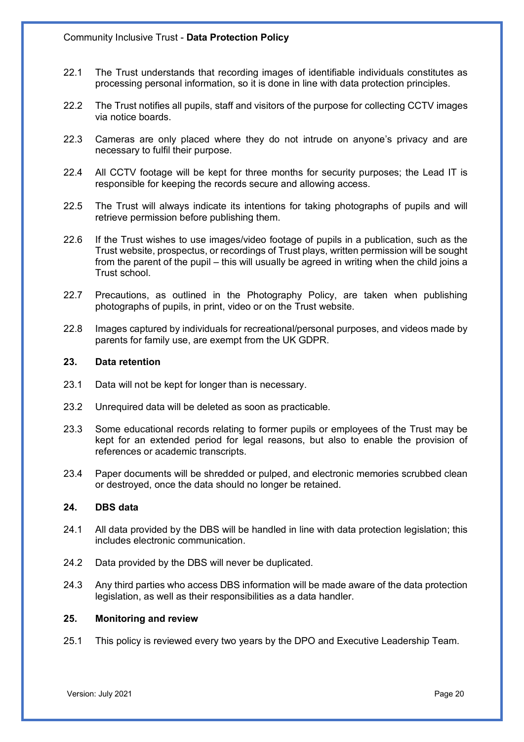22.1 The Trust understands that recording images of identifiable individuals constitutes as processing personal information, so it is done in line with data protection principles.

22.2 The Trust notifies all pupils, staff and visitors of the purpose for collecting CCTV images via notice boards.

22.3 Cameras are only placed where they do not intrude on anyone's privacy and are necessary to fulfil their purpose.

22.4 All CCTV footage will be kept for three months for security purposes; the Lead IT is responsible for keeping the records secure and allowing access.

22.5 The Trust will always indicate its intentions for taking photographs of pupils and will retrieve permission before publishing them.

22.6 If the Trust wishes to use images/video footage of pupils in a publication, such as the Trust website, prospectus, or recordings of Trust plays, written permission will be sought from the parent of the pupil – this will usually be agreed in writing when the child joins a Trust school.

22.7 Precautions, as outlined in the Photography Policy, are taken when publishing photographs of pupils, in print, video or on the Trust website.

22.8 Images captured by individuals for recreational/personal purposes, and videos made by parents for family use, are exempt from the UK GDPR.

## 23. Data retention

23.1 Data will not be kept for longer than is necessary.

23.2 Unrequired data will be deleted as soon as practicable.

23.3 Some educational records relating to former pupils or employees of the Trust may be kept for an extended period for legal reasons, but also to enable the provision of references or academic transcripts.

23.4 Paper documents will be shredded or pulped, and electronic memories scrubbed clean or destroyed, once the data should no longer be retained.

## 24. DBS data

24.1 All data provided by the DBS will be handled in line with data protection legislation; this includes electronic communication.

24.2 Data provided by the DBS will never be duplicated.

24.3 Any third parties who access DBS information will be made aware of the data protection legislation, as well as their responsibilities as a data handler.

## 25. Monitoring and review

25.1 This policy is reviewed every two years by the DPO and Executive Leadership Team.